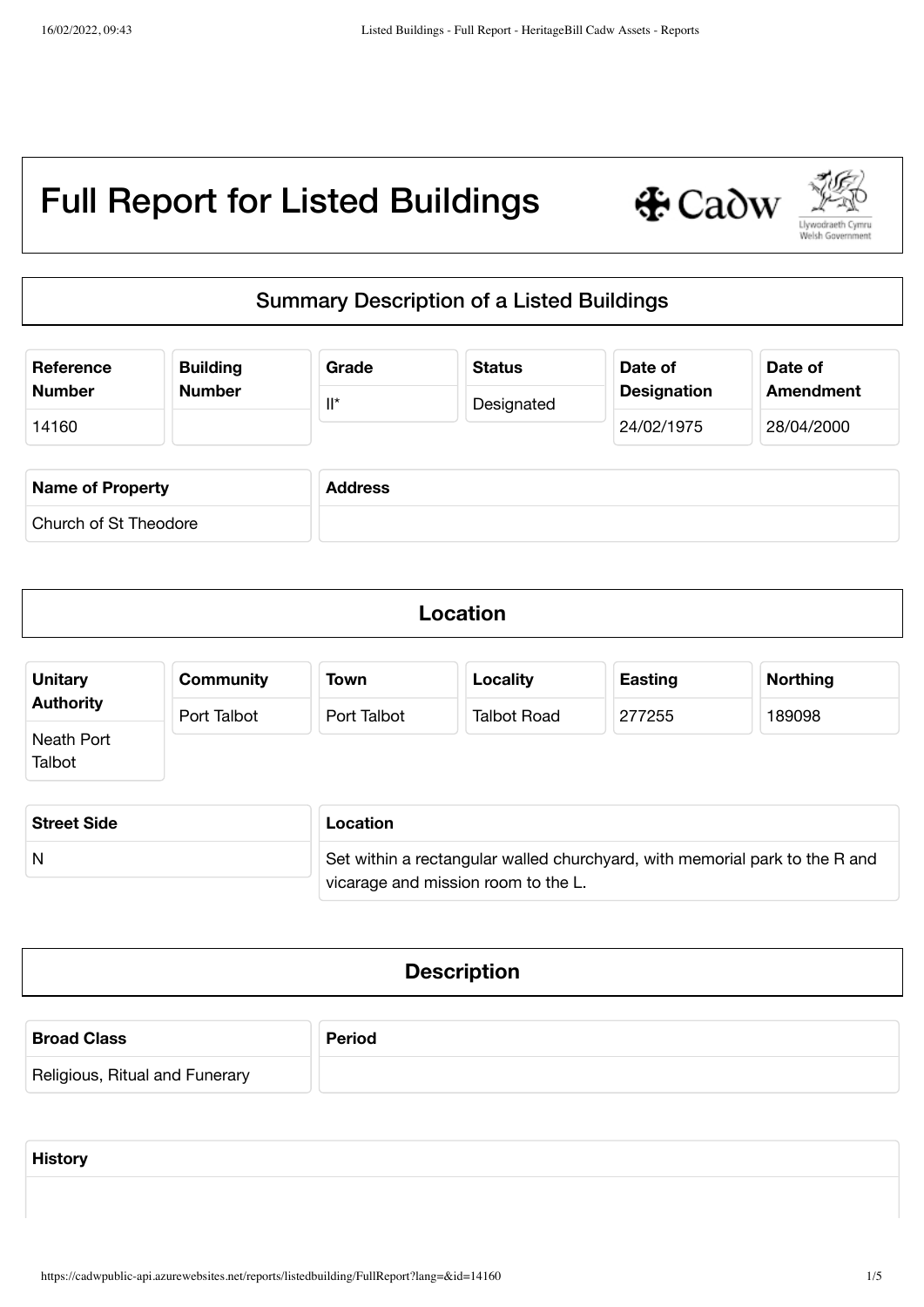# Full Report for Listed Buildings

## Summary Description of a Listed Buildings

| Reference Number | Building Number | Grade | Status | Date of Designation | Date of Amendment |
|---|---|---|---|---|---|
| 14160 | | II* | Designated | 24/02/1975 | 28/04/2000 |

| Name of Property | Address |
|---|---|
| Church of St Theodore | |

## Location

| Unitary Authority | Community | Town | Locality | Easting | Northing |
|---|---|---|---|---|---|
| Neath Port Talbot | Port Talbot | Port Talbot | Talbot Road | 277255 | 189098 |

| Street Side | Location |
|---|---|
| N | Set within a rectangular walled churchyard, with memorial park to the R and vicarage and mission room to the L. |

## Description

| Broad Class | Period |
|---|---|
| Religious, Ritual and Funerary | |

**History**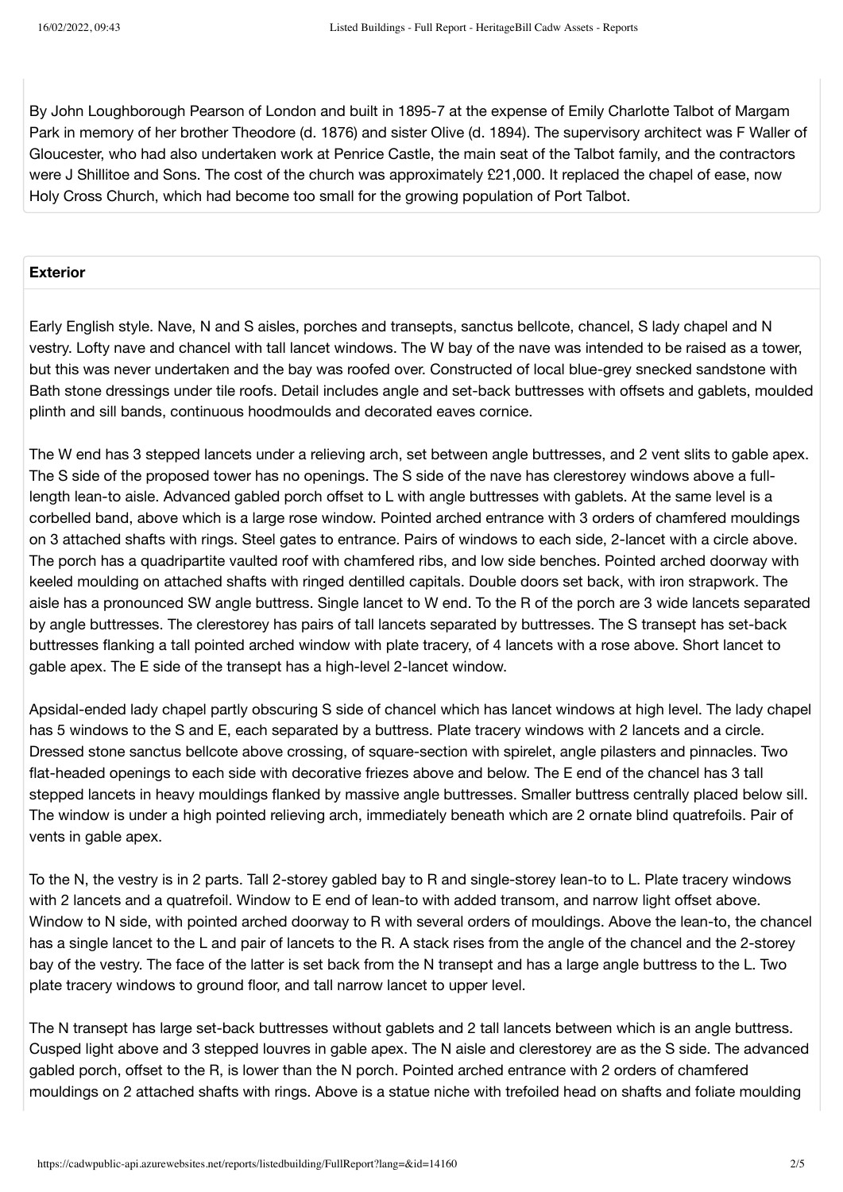By John Loughborough Pearson of London and built in 1895-7 at the expense of Emily Charlotte Talbot of Margam Park in memory of her brother Theodore (d. 1876) and sister Olive (d. 1894). The supervisory architect was F Waller of Gloucester, who had also undertaken work at Penrice Castle, the main seat of the Talbot family, and the contractors were J Shillitoe and Sons. The cost of the church was approximately £21,000. It replaced the chapel of ease, now Holy Cross Church, which had become too small for the growing population of Port Talbot.

**Exterior**

Early English style. Nave, N and S aisles, porches and transepts, sanctus bellcote, chancel, S lady chapel and N vestry. Lofty nave and chancel with tall lancet windows. The W bay of the nave was intended to be raised as a tower, but this was never undertaken and the bay was roofed over. Constructed of local blue-grey snecked sandstone with Bath stone dressings under tile roofs. Detail includes angle and set-back buttresses with offsets and gablets, moulded plinth and sill bands, continuous hoodmoulds and decorated eaves cornice.

The W end has 3 stepped lancets under a relieving arch, set between angle buttresses, and 2 vent slits to gable apex. The S side of the proposed tower has no openings. The S side of the nave has clerestorey windows above a full-length lean-to aisle. Advanced gabled porch offset to L with angle buttresses with gablets. At the same level is a corbelled band, above which is a large rose window. Pointed arched entrance with 3 orders of chamfered mouldings on 3 attached shafts with rings. Steel gates to entrance. Pairs of windows to each side, 2-lancet with a circle above. The porch has a quadripartite vaulted roof with chamfered ribs, and low side benches. Pointed arched doorway with keeled moulding on attached shafts with ringed dentilled capitals. Double doors set back, with iron strapwork. The aisle has a pronounced SW angle buttress. Single lancet to W end. To the R of the porch are 3 wide lancets separated by angle buttresses. The clerestorey has pairs of tall lancets separated by buttresses. The S transept has set-back buttresses flanking a tall pointed arched window with plate tracery, of 4 lancets with a rose above. Short lancet to gable apex. The E side of the transept has a high-level 2-lancet window.

Apsidal-ended lady chapel partly obscuring S side of chancel which has lancet windows at high level. The lady chapel has 5 windows to the S and E, each separated by a buttress. Plate tracery windows with 2 lancets and a circle. Dressed stone sanctus bellcote above crossing, of square-section with spirelet, angle pilasters and pinnacles. Two flat-headed openings to each side with decorative friezes above and below. The E end of the chancel has 3 tall stepped lancets in heavy mouldings flanked by massive angle buttresses. Smaller buttress centrally placed below sill. The window is under a high pointed relieving arch, immediately beneath which are 2 ornate blind quatrefoils. Pair of vents in gable apex.

To the N, the vestry is in 2 parts. Tall 2-storey gabled bay to R and single-storey lean-to to L. Plate tracery windows with 2 lancets and a quatrefoil. Window to E end of lean-to with added transom, and narrow light offset above. Window to N side, with pointed arched doorway to R with several orders of mouldings. Above the lean-to, the chancel has a single lancet to the L and pair of lancets to the R. A stack rises from the angle of the chancel and the 2-storey bay of the vestry. The face of the latter is set back from the N transept and has a large angle buttress to the L. Two plate tracery windows to ground floor, and tall narrow lancet to upper level.

The N transept has large set-back buttresses without gablets and 2 tall lancets between which is an angle buttress. Cusped light above and 3 stepped louvres in gable apex. The N aisle and clerestorey are as the S side. The advanced gabled porch, offset to the R, is lower than the N porch. Pointed arched entrance with 2 orders of chamfered mouldings on 2 attached shafts with rings. Above is a statue niche with trefoiled head on shafts and foliate moulding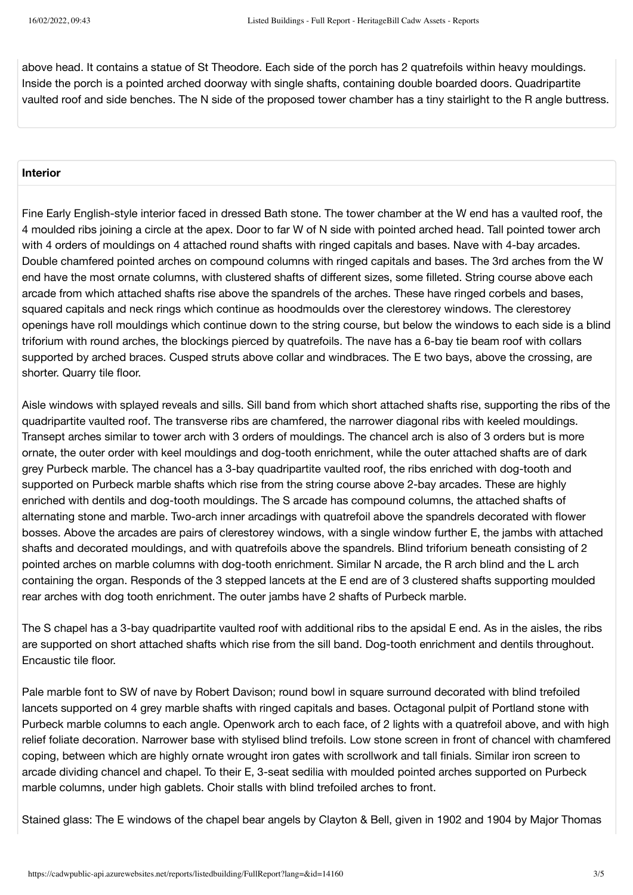above head. It contains a statue of St Theodore. Each side of the porch has 2 quatrefoils within heavy mouldings. Inside the porch is a pointed arched doorway with single shafts, containing double boarded doors. Quadripartite vaulted roof and side benches. The N side of the proposed tower chamber has a tiny stairlight to the R angle buttress.

### Interior

Fine Early English-style interior faced in dressed Bath stone. The tower chamber at the W end has a vaulted roof, the 4 moulded ribs joining a circle at the apex. Door to far W of N side with pointed arched head. Tall pointed tower arch with 4 orders of mouldings on 4 attached round shafts with ringed capitals and bases. Nave with 4-bay arcades. Double chamfered pointed arches on compound columns with ringed capitals and bases. The 3rd arches from the W end have the most ornate columns, with clustered shafts of different sizes, some filleted. String course above each arcade from which attached shafts rise above the spandrels of the arches. These have ringed corbels and bases, squared capitals and neck rings which continue as hoodmoulds over the clerestorey windows. The clerestorey openings have roll mouldings which continue down to the string course, but below the windows to each side is a blind triforium with round arches, the blockings pierced by quatrefoils. The nave has a 6-bay tie beam roof with collars supported by arched braces. Cusped struts above collar and windbraces. The E two bays, above the crossing, are shorter. Quarry tile floor.

Aisle windows with splayed reveals and sills. Sill band from which short attached shafts rise, supporting the ribs of the quadripartite vaulted roof. The transverse ribs are chamfered, the narrower diagonal ribs with keeled mouldings. Transept arches similar to tower arch with 3 orders of mouldings. The chancel arch is also of 3 orders but is more ornate, the outer order with keel mouldings and dog-tooth enrichment, while the outer attached shafts are of dark grey Purbeck marble. The chancel has a 3-bay quadripartite vaulted roof, the ribs enriched with dog-tooth and supported on Purbeck marble shafts which rise from the string course above 2-bay arcades. These are highly enriched with dentils and dog-tooth mouldings. The S arcade has compound columns, the attached shafts of alternating stone and marble. Two-arch inner arcadings with quatrefoil above the spandrels decorated with flower bosses. Above the arcades are pairs of clerestorey windows, with a single window further E, the jambs with attached shafts and decorated mouldings, and with quatrefoils above the spandrels. Blind triforium beneath consisting of 2 pointed arches on marble columns with dog-tooth enrichment. Similar N arcade, the R arch blind and the L arch containing the organ. Responds of the 3 stepped lancets at the E end are of 3 clustered shafts supporting moulded rear arches with dog tooth enrichment. The outer jambs have 2 shafts of Purbeck marble.

The S chapel has a 3-bay quadripartite vaulted roof with additional ribs to the apsidal E end. As in the aisles, the ribs are supported on short attached shafts which rise from the sill band. Dog-tooth enrichment and dentils throughout. Encaustic tile floor.

Pale marble font to SW of nave by Robert Davison; round bowl in square surround decorated with blind trefoiled lancets supported on 4 grey marble shafts with ringed capitals and bases. Octagonal pulpit of Portland stone with Purbeck marble columns to each angle. Openwork arch to each face, of 2 lights with a quatrefoil above, and with high relief foliate decoration. Narrower base with stylised blind trefoils. Low stone screen in front of chancel with chamfered coping, between which are highly ornate wrought iron gates with scrollwork and tall finials. Similar iron screen to arcade dividing chancel and chapel. To their E, 3-seat sedilia with moulded pointed arches supported on Purbeck marble columns, under high gablets. Choir stalls with blind trefoiled arches to front.

Stained glass: The E windows of the chapel bear angels by Clayton & Bell, given in 1902 and 1904 by Major Thomas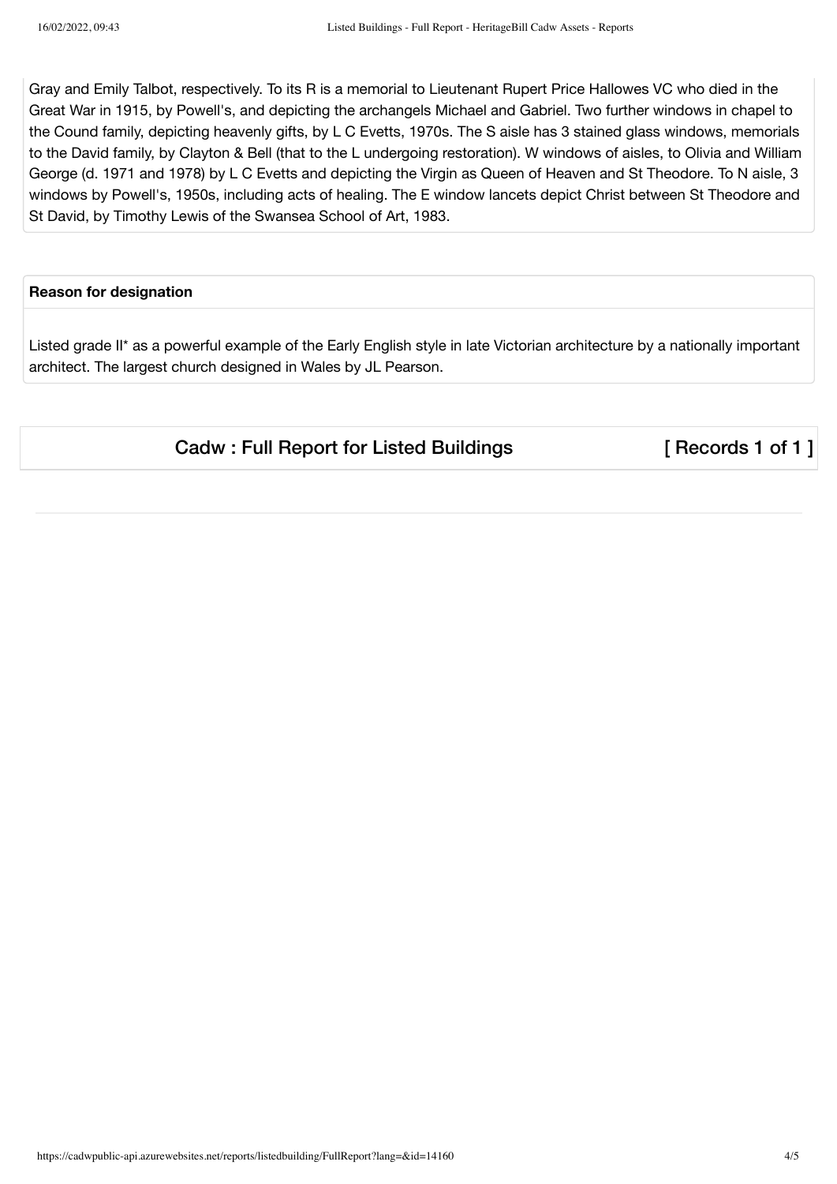Gray and Emily Talbot, respectively. To its R is a memorial to Lieutenant Rupert Price Hallowes VC who died in the Great War in 1915, by Powell's, and depicting the archangels Michael and Gabriel. Two further windows in chapel to the Cound family, depicting heavenly gifts, by L C Evetts, 1970s. The S aisle has 3 stained glass windows, memorials to the David family, by Clayton & Bell (that to the L undergoing restoration). W windows of aisles, to Olivia and William George (d. 1971 and 1978) by L C Evetts and depicting the Virgin as Queen of Heaven and St Theodore. To N aisle, 3 windows by Powell's, 1950s, including acts of healing. The E window lancets depict Christ between St Theodore and St David, by Timothy Lewis of the Swansea School of Art, 1983.

**Reason for designation**

Listed grade II* as a powerful example of the Early English style in late Victorian architecture by a nationally important architect. The largest church designed in Wales by JL Pearson.

## Cadw : Full Report for Listed Buildings [ Records 1 of 1 ]